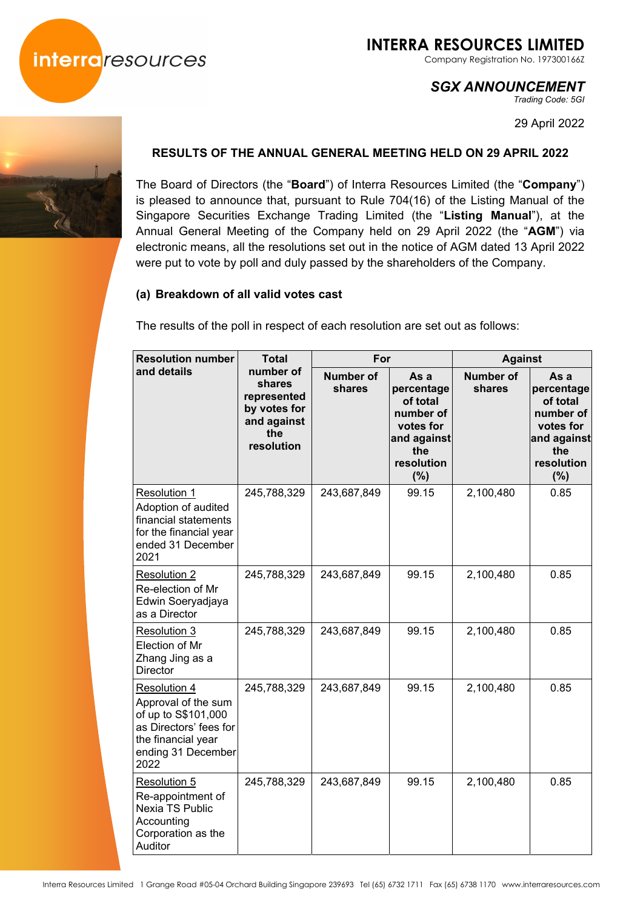# INTERRA RESOURCES LIMITED

Company Registration No. 197300166Z

## *SGX ANNOUNCEMENT*

*Trading Code: 5GI*

29 April 2022

**RESULTS OF THE ANNUAL GENERAL MEETING HELD ON 29 APRIL 2022**

The Board of Directors (the "**Board**") of Interra Resources Limited (the "**Company**") is pleased to announce that, pursuant to Rule 704(16) of the Listing Manual of the Singapore Securities Exchange Trading Limited (the "**Listing Manual**"), at the Annual General Meeting of the Company held on 29 April 2022 (the "**AGM**") via electronic means, all the resolutions set out in the notice of AGM dated 13 April 2022 were put to vote by poll and duly passed by the shareholders of the Company.

**(a) Breakdown of all valid votes cast**

The results of the poll in respect of each resolution are set out as follows:

| Resolution number and details | Total number of shares represented by votes for and against the resolution | For | | Against | |
|---|---|---|---|---|---|
| | | Number of shares | As a percentage of total number of votes for and against the resolution (%) | Number of shares | As a percentage of total number of votes for and against the resolution (%) |
| Resolution 1<br>Adoption of audited financial statements for the financial year ended 31 December 2021 | 245,788,329 | 243,687,849 | 99.15 | 2,100,480 | 0.85 |
| Resolution 2<br>Re-election of Mr Edwin Soeryadjaya as a Director | 245,788,329 | 243,687,849 | 99.15 | 2,100,480 | 0.85 |
| Resolution 3<br>Election of Mr Zhang Jing as a Director | 245,788,329 | 243,687,849 | 99.15 | 2,100,480 | 0.85 |
| Resolution 4<br>Approval of the sum of up to S$101,000 as Directors' fees for the financial year ending 31 December 2022 | 245,788,329 | 243,687,849 | 99.15 | 2,100,480 | 0.85 |
| Resolution 5<br>Re-appointment of Nexia TS Public Accounting Corporation as the Auditor | 245,788,329 | 243,687,849 | 99.15 | 2,100,480 | 0.85 |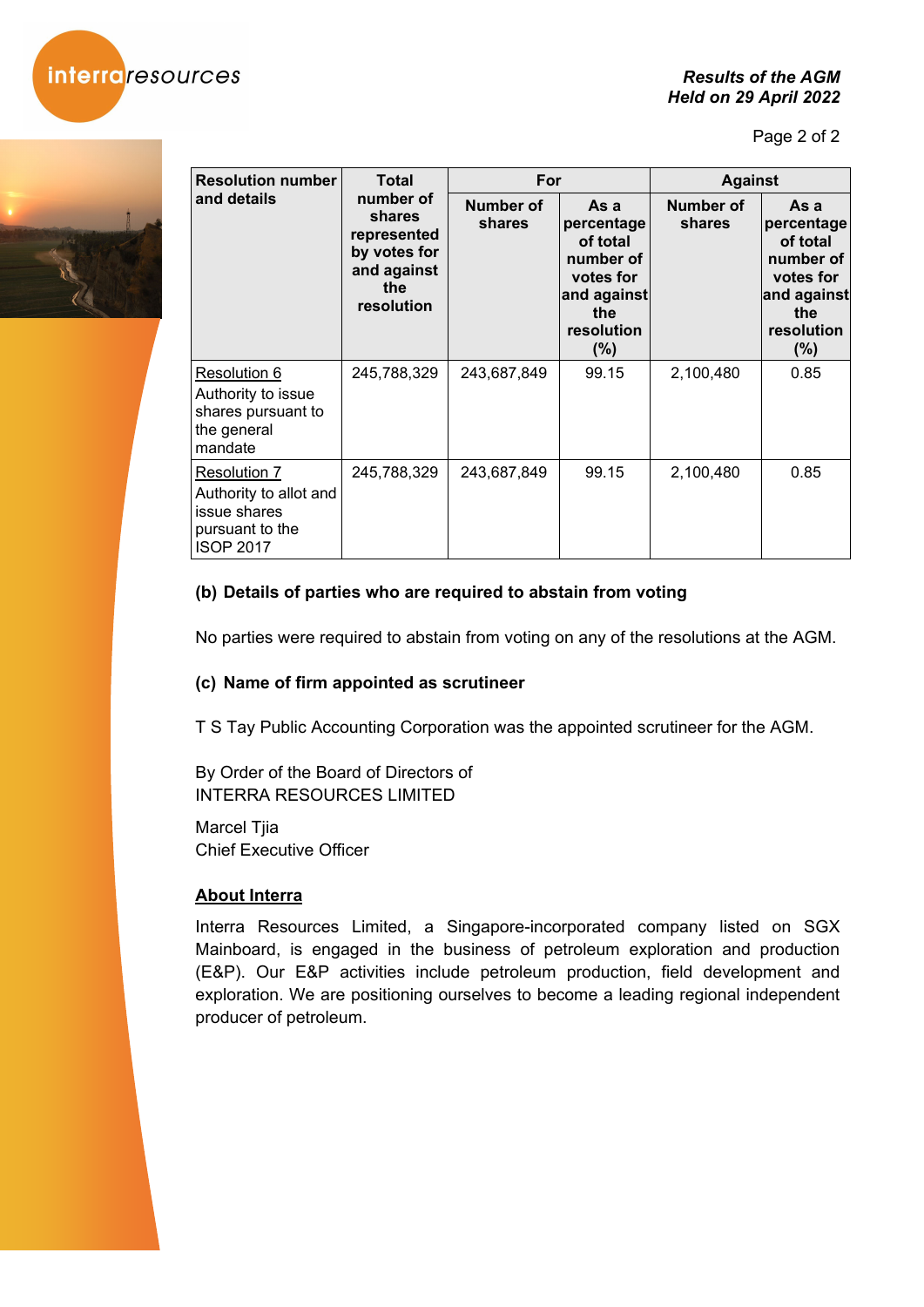| Resolution number and details | Total number of shares represented by votes for and against the resolution | For | | Against | |
|---|---|---|---|---|---|
| | | Number of shares | As a percentage of total number of votes for and against the resolution (%) | Number of shares | As a percentage of total number of votes for and against the resolution (%) |
| Resolution 6<br>Authority to issue shares pursuant to the general mandate | 245,788,329 | 243,687,849 | 99.15 | 2,100,480 | 0.85 |
| Resolution 7<br>Authority to allot and issue shares pursuant to the ISOP 2017 | 245,788,329 | 243,687,849 | 99.15 | 2,100,480 | 0.85 |

**(b) Details of parties who are required to abstain from voting**

No parties were required to abstain from voting on any of the resolutions at the AGM.

**(c) Name of firm appointed as scrutineer**

T S Tay Public Accounting Corporation was the appointed scrutineer for the AGM.

By Order of the Board of Directors of
INTERRA RESOURCES LIMITED

Marcel Tjia
Chief Executive Officer

**About Interra**

Interra Resources Limited, a Singapore-incorporated company listed on SGX Mainboard, is engaged in the business of petroleum exploration and production (E&P). Our E&P activities include petroleum production, field development and exploration. We are positioning ourselves to become a leading regional independent producer of petroleum.